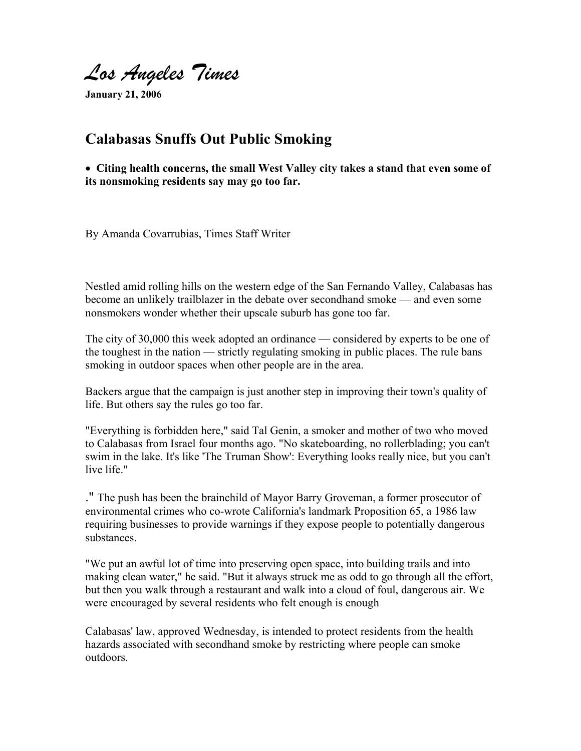*Los Angeles Times*

**January 21, 2006**

## Calabasas Snuffs Out Public Smoking

- **Citing health concerns, the small West Valley city takes a stand that even some of its nonsmoking residents say may go too far.**

By Amanda Covarrubias, Times Staff Writer

Nestled amid rolling hills on the western edge of the San Fernando Valley, Calabasas has become an unlikely trailblazer in the debate over secondhand smoke — and even some nonsmokers wonder whether their upscale suburb has gone too far.

The city of 30,000 this week adopted an ordinance — considered by experts to be one of the toughest in the nation — strictly regulating smoking in public places. The rule bans smoking in outdoor spaces when other people are in the area.

Backers argue that the campaign is just another step in improving their town's quality of life. But others say the rules go too far.

"Everything is forbidden here," said Tal Genin, a smoker and mother of two who moved to Calabasas from Israel four months ago. "No skateboarding, no rollerblading; you can't swim in the lake. It's like 'The Truman Show': Everything looks really nice, but you can't live life."

." The push has been the brainchild of Mayor Barry Groveman, a former prosecutor of environmental crimes who co-wrote California's landmark Proposition 65, a 1986 law requiring businesses to provide warnings if they expose people to potentially dangerous substances.

"We put an awful lot of time into preserving open space, into building trails and into making clean water," he said. "But it always struck me as odd to go through all the effort, but then you walk through a restaurant and walk into a cloud of foul, dangerous air. We were encouraged by several residents who felt enough is enough

Calabasas' law, approved Wednesday, is intended to protect residents from the health hazards associated with secondhand smoke by restricting where people can smoke outdoors.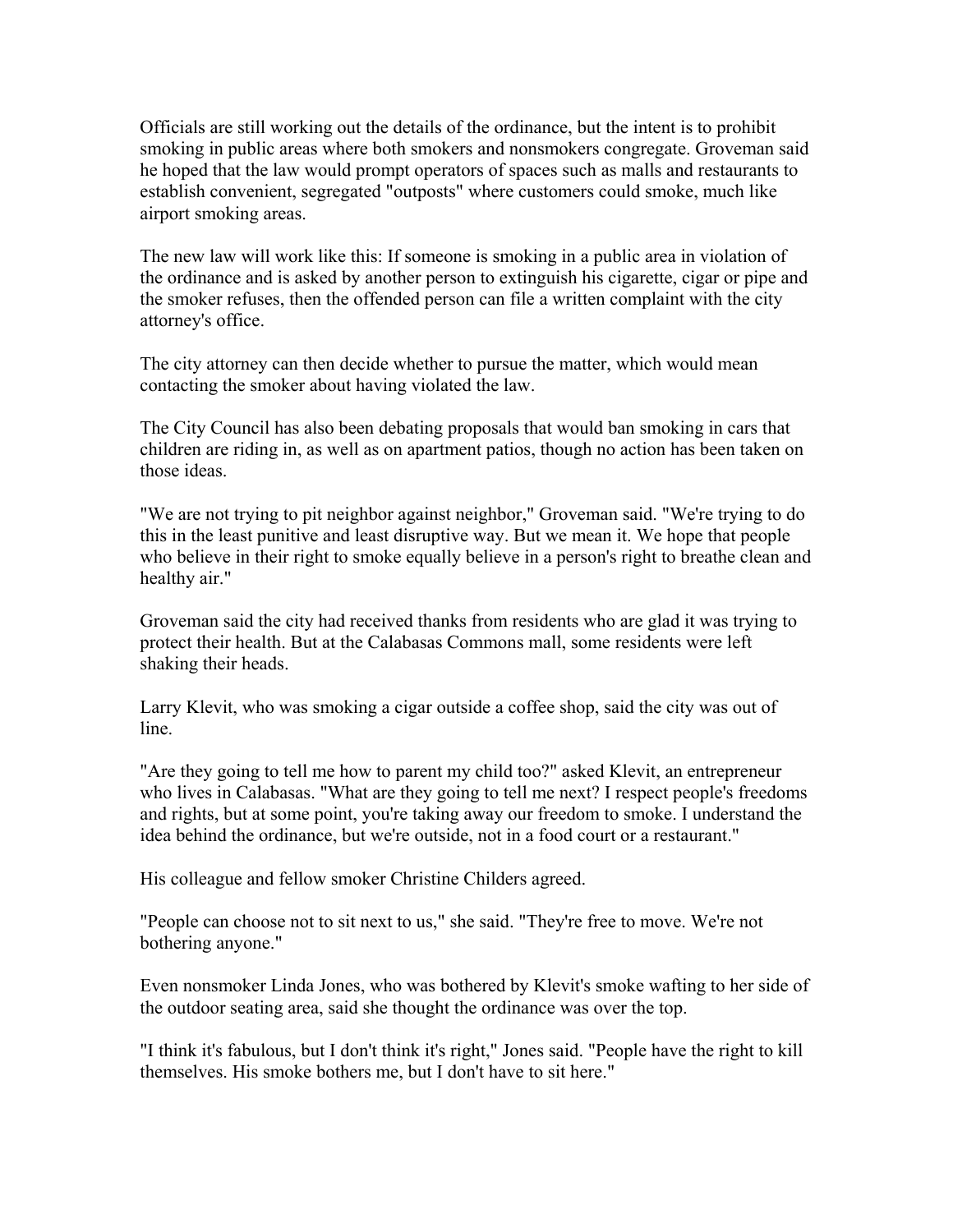Officials are still working out the details of the ordinance, but the intent is to prohibit smoking in public areas where both smokers and nonsmokers congregate. Groveman said he hoped that the law would prompt operators of spaces such as malls and restaurants to establish convenient, segregated "outposts" where customers could smoke, much like airport smoking areas.

The new law will work like this: If someone is smoking in a public area in violation of the ordinance and is asked by another person to extinguish his cigarette, cigar or pipe and the smoker refuses, then the offended person can file a written complaint with the city attorney's office.

The city attorney can then decide whether to pursue the matter, which would mean contacting the smoker about having violated the law.

The City Council has also been debating proposals that would ban smoking in cars that children are riding in, as well as on apartment patios, though no action has been taken on those ideas.

"We are not trying to pit neighbor against neighbor," Groveman said. "We're trying to do this in the least punitive and least disruptive way. But we mean it. We hope that people who believe in their right to smoke equally believe in a person's right to breathe clean and healthy air."

Groveman said the city had received thanks from residents who are glad it was trying to protect their health. But at the Calabasas Commons mall, some residents were left shaking their heads.

Larry Klevit, who was smoking a cigar outside a coffee shop, said the city was out of line.

"Are they going to tell me how to parent my child too?" asked Klevit, an entrepreneur who lives in Calabasas. "What are they going to tell me next? I respect people's freedoms and rights, but at some point, you're taking away our freedom to smoke. I understand the idea behind the ordinance, but we're outside, not in a food court or a restaurant."

His colleague and fellow smoker Christine Childers agreed.

"People can choose not to sit next to us," she said. "They're free to move. We're not bothering anyone."

Even nonsmoker Linda Jones, who was bothered by Klevit's smoke wafting to her side of the outdoor seating area, said she thought the ordinance was over the top.

"I think it's fabulous, but I don't think it's right," Jones said. "People have the right to kill themselves. His smoke bothers me, but I don't have to sit here."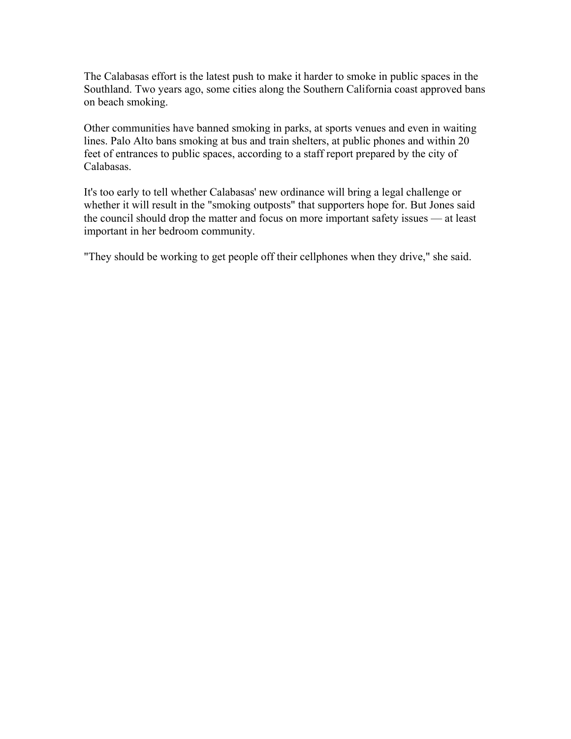The Calabasas effort is the latest push to make it harder to smoke in public spaces in the Southland. Two years ago, some cities along the Southern California coast approved bans on beach smoking.

Other communities have banned smoking in parks, at sports venues and even in waiting lines. Palo Alto bans smoking at bus and train shelters, at public phones and within 20 feet of entrances to public spaces, according to a staff report prepared by the city of Calabasas.

It's too early to tell whether Calabasas' new ordinance will bring a legal challenge or whether it will result in the "smoking outposts" that supporters hope for. But Jones said the council should drop the matter and focus on more important safety issues — at least important in her bedroom community.

"They should be working to get people off their cellphones when they drive," she said.